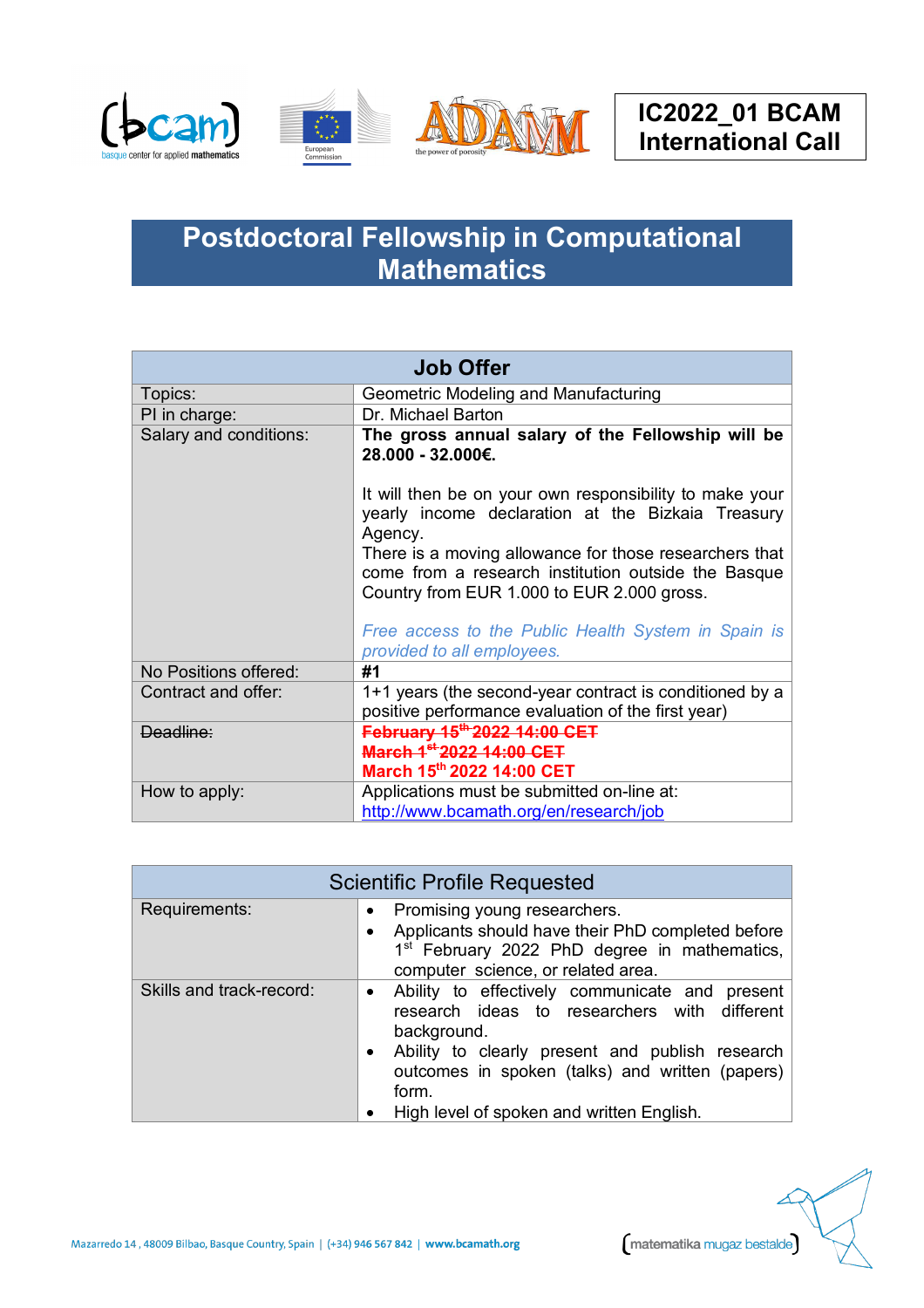**IC2022_01 BCAM International Call**

# Postdoctoral Fellowship in Computational Mathematics

| Job Offer | |
| --- | --- |
| Topics: | Geometric Modeling and Manufacturing |
| PI in charge: | Dr. Michael Barton |
| Salary and conditions: | **The gross annual salary of the Fellowship will be 28.000 - 32.000€.**<br><br>It will then be on your own responsibility to make your yearly income declaration at the Bizkaia Treasury Agency.<br>There is a moving allowance for those researchers that come from a research institution outside the Basque Country from EUR 1.000 to EUR 2.000 gross.<br><br>*Free access to the Public Health System in Spain is provided to all employees.* |
| No Positions offered: | **#1** |
| Contract and offer: | 1+1 years (the second-year contract is conditioned by a positive performance evaluation of the first year) |
| ~~Deadline:~~ | ~~**February 15th 2022 14:00 CET**~~<br>~~**March 1st 2022 14:00 CET**~~<br>**March 15th 2022 14:00 CET** |
| How to apply: | Applications must be submitted on-line at: http://www.bcamath.org/en/research/job |

| Scientific Profile Requested | |
| --- | --- |
| Requirements: | • Promising young researchers.<br>• Applicants should have their PhD completed before 1st February 2022 PhD degree in mathematics, computer science, or related area. |
| Skills and track-record: | • Ability to effectively communicate and present research ideas to researchers with different background.<br>• Ability to clearly present and publish research outcomes in spoken (talks) and written (papers) form.<br>• High level of spoken and written English. |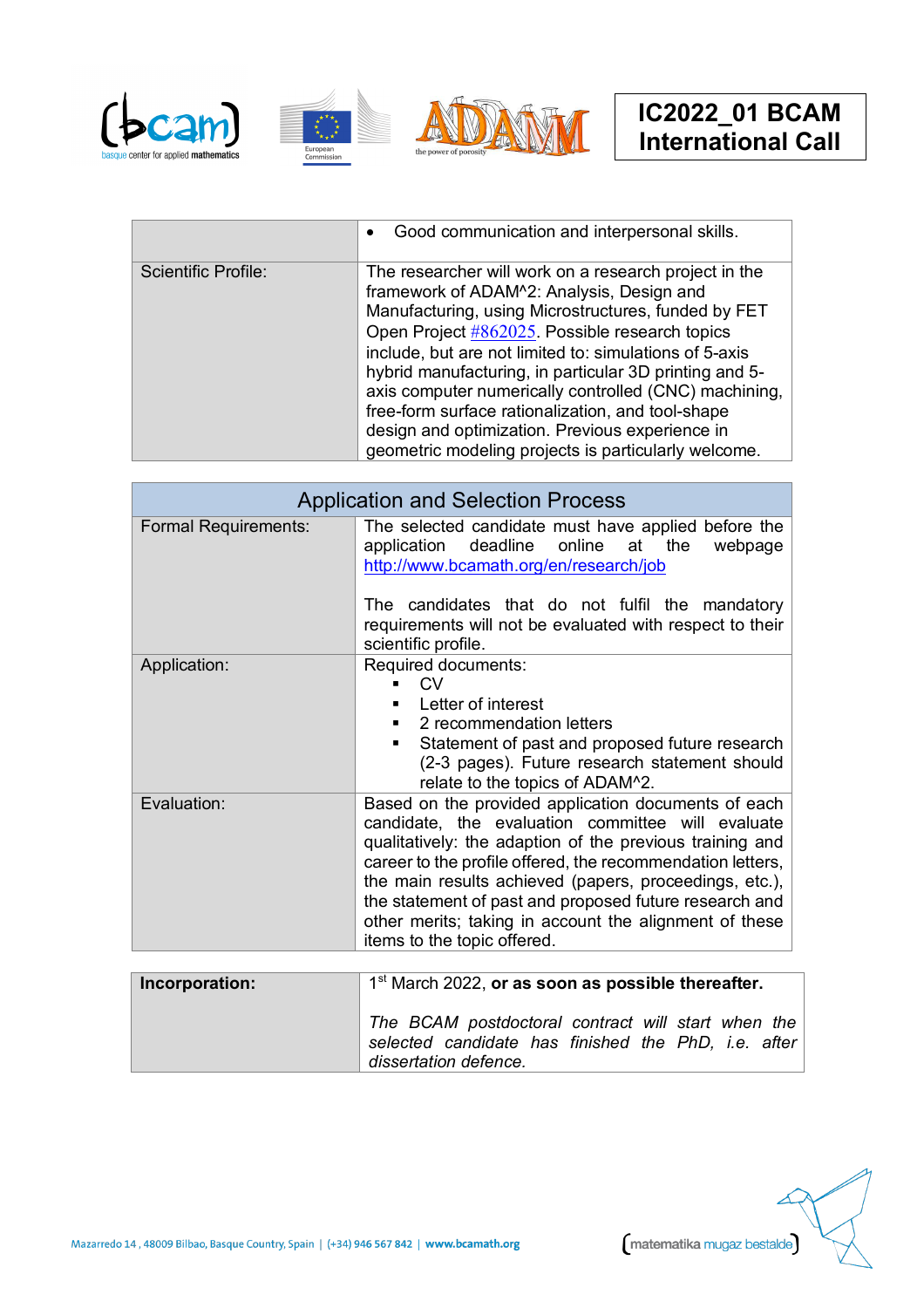| | |
|---|---|
| | • Good communication and interpersonal skills. |
| Scientific Profile: | The researcher will work on a research project in the framework of ADAM^2: Analysis, Design and Manufacturing, using Microstructures, funded by FET Open Project #862025. Possible research topics include, but are not limited to: simulations of 5-axis hybrid manufacturing, in particular 3D printing and 5-axis computer numerically controlled (CNC) machining, free-form surface rationalization, and tool-shape design and optimization. Previous experience in geometric modeling projects is particularly welcome. |

| Application and Selection Process | |
|---|---|
| Formal Requirements: | The selected candidate must have applied before the application deadline online at the webpage http://www.bcamath.org/en/research/job<br><br>The candidates that do not fulfil the mandatory requirements will not be evaluated with respect to their scientific profile. |
| Application: | Required documents:<br>▪ CV<br>▪ Letter of interest<br>▪ 2 recommendation letters<br>▪ Statement of past and proposed future research (2-3 pages). Future research statement should relate to the topics of ADAM^2. |
| Evaluation: | Based on the provided application documents of each candidate, the evaluation committee will evaluate qualitatively: the adaption of the previous training and career to the profile offered, the recommendation letters, the main results achieved (papers, proceedings, etc.), the statement of past and proposed future research and other merits; taking in account the alignment of these items to the topic offered. |

| | |
|---|---|
| **Incorporation:** | 1st March 2022, **or as soon as possible thereafter.**<br><br>*The BCAM postdoctoral contract will start when the selected candidate has finished the PhD, i.e. after dissertation defence.* |